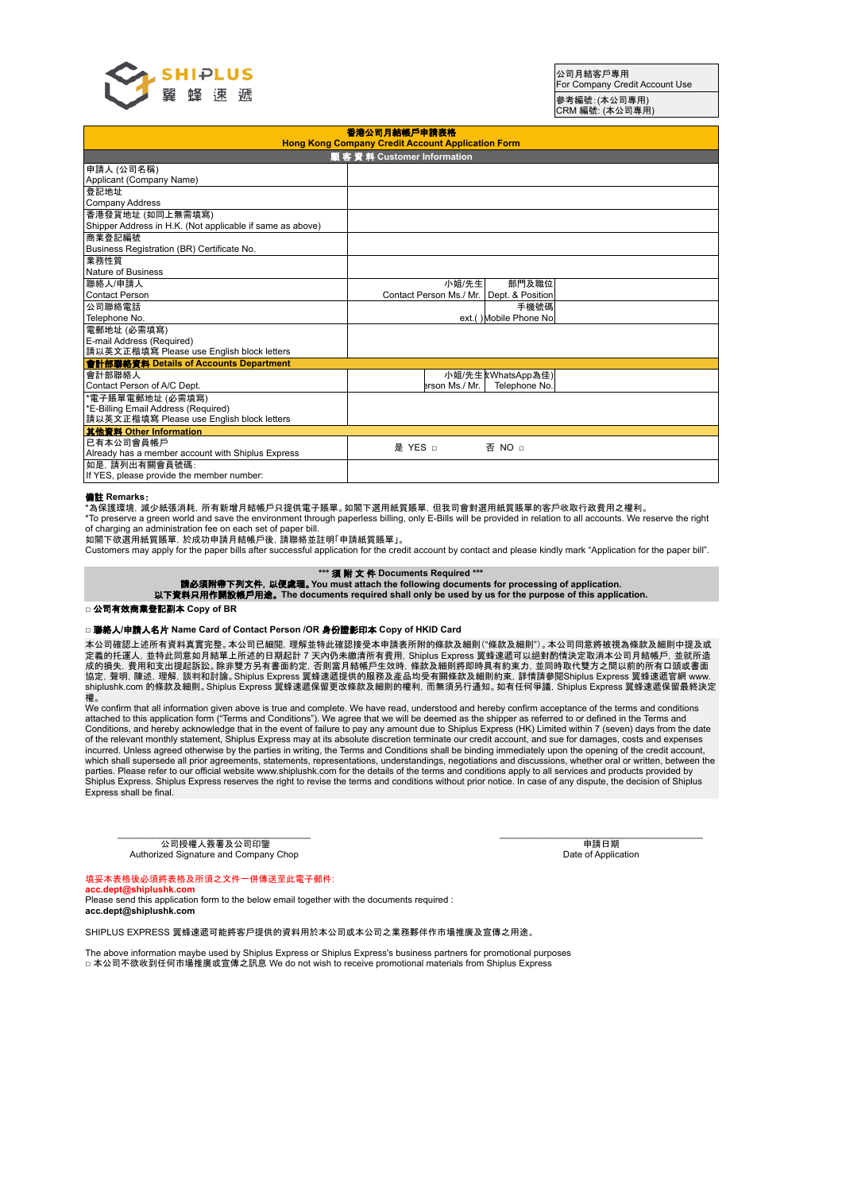SHIPLUS 翼蜂速遞

| 公司月結客戶專用<br>For Company Credit Account Use |
|---|
| 參考編號: (本公司專用)<br>CRM 編號: (本公司專用) |

## 香港公司月結帳戶申請表格
## Hong Kong Company Credit Account Application Form

| 顧客資料 Customer Information | | | |
|---|---|---|---|
| 申請人 (公司名稱)<br>Applicant (Company Name) | | | |
| 登記地址<br>Company Address | | | |
| 香港發貨地址 (如同上無需填寫)<br>Shipper Address in H.K. (Not applicable if same as above) | | | |
| 商業登記編號<br>Business Registration (BR) Certificate No. | | | |
| 業務性質<br>Nature of Business | | | |
| 聯絡人/申請人<br>Contact Person | 小姐/先生<br>Contact Person Ms./ Mr. | 部門及職位<br>Dept. & Position | |
| 公司聯絡電話<br>Telephone No. | ext.( ) | 手機號碼<br>Mobile Phone No | |
| 電郵地址 (必需填寫)<br>E-mail Address (Required)<br>請以英文正楷填寫 Please use English block letters | | | |
| **會計部聯絡資料 Details of Accounts Department** | | | |
| 會計部聯絡人<br>Contact Person of A/C Dept. | 小姐/先生<br>Contact Person Ms./ Mr. | (WhatsApp為佳)<br>Telephone No. | |
| *電子賬單電郵地址 (必需填寫)<br>*E-Billing Email Address (Required)<br>請以英文正楷填寫 Please use English block letters | | | |
| **其他資料 Other Information** | | | |
| 已有本公司會員帳戶<br>Already has a member account with Shiplus Express | 是 YES □ | 否 NO □ | |
| 如是，請列出有關會員號碼:<br>If YES, please provide the member number: | | | |

**備註 Remarks:**

*為保護環境，減少紙張消耗，所有新增月結帳戶只提供電子賬單。如閣下選用紙質賬單，但我司會對選用紙質賬單的客戶收取行政費用之權利。

*To preserve a green world and save the environment through paperless billing, only E-Bills will be provided in relation to all accounts. We reserve the right of charging an administration fee on each set of paper bill.

如閣下欲選用紙質賬單，於成功申請月結帳戶後，請聯絡並註明「申請紙質賬單」。

Customers may apply for the paper bills after successful application for the credit account by contact and please kindly mark "Application for the paper bill".

**\*\*\* 須附文件 Documents Required \*\*\***

**請必須附帶下列文件，以便處理。You must attach the following documents for processing of application.**

**以下資料只用作開設帳戶用途。The documents required shall only be used by us for the purpose of this application.**

□ **公司有效商業登記副本 Copy of BR**

□ **聯絡人/申請人名片 Name Card of Contact Person /OR 身份證影印本 Copy of HKID Card**

本公司確認上述所有資料真實完整。本公司已細閱，理解並特此確認接受本申請表所附的條款及細則("條款及細則")。本公司同意將被視為條款及細則中提及或定義的托運人，並特此同意如月結單上所述的日期起計 7 天內仍未繳清所有費用，Shiplus Express 翼蜂速遞可以絕對酌情決定取消本公司月結帳戶，並就所造成的損失、費用和支出提起訴訟。除非雙方另有書面約定，否則當月結帳戶生效時，條款及細則將即時具有約束力，並同時取代雙方之間以前的所有口頭或書面協定，聲明，陳述，理解，談判和討論。Shiplus Express 翼蜂速遞提供的服務及產品均受有關條款及細則約束，詳情請參閱Shiplus Express 翼蜂速遞官網 www.shiplushk.com 的條款及細則。Shiplus Express 翼蜂速遞保留更改條款及細則的權利，而無須另行通知。如有任何爭議，Shiplus Express 翼蜂速遞保留最終決定權。

We confirm that all information given above is true and complete. We have read, understood and hereby confirm acceptance of the terms and conditions attached to this application form ("Terms and Conditions"). We agree that we will be deemed as the shipper as referred to or defined in the Terms and Conditions, and hereby acknowledge that in the event of failure to pay any amount due to Shiplus Express (HK) Limited within 7 (seven) days from the date of the relevant monthly statement, Shiplus Express may at its absolute discretion terminate our credit account, and sue for damages, costs and expenses incurred. Unless agreed otherwise by the parties in writing, the Terms and Conditions shall be binding immediately upon the opening of the credit account, which shall supersede all prior agreements, statements, representations, understandings, negotiations and discussions, whether oral or written, between the parties. Please refer to our official website www.shiplushk.com for the details of the terms and conditions apply to all services and products provided by Shiplus Express. Shiplus Express reserves the right to revise the terms and conditions without prior notice. In case of any dispute, the decision of Shiplus Express shall be final.

\_\_\_\_\_\_\_\_\_\_\_\_\_\_\_\_\_\_\_\_\_\_\_\_\_\_\_\_
公司授權人簽署及公司印鑒
Authorized Signature and Company Chop

\_\_\_\_\_\_\_\_\_\_\_\_\_\_\_\_\_\_\_\_\_\_\_\_\_\_\_\_
申請日期
Date of Application

填妥本表格後必須將表格及所須之文件一併傳送至此電子郵件:
**acc.dept@shiplushk.com**
Please send this application form to the below email together with the documents required :
**acc.dept@shiplushk.com**

SHIPLUS EXPRESS 翼蜂速遞可能將客戶提供的資料用於本公司或本公司之業務夥伴作市場推廣及宣傳之用途。

The above information maybe used by Shiplus Express or Shiplus Express's business partners for promotional purposes
□ 本公司不欲收到任何市場推廣或宣傳之訊息 We do not wish to receive promotional materials from Shiplus Express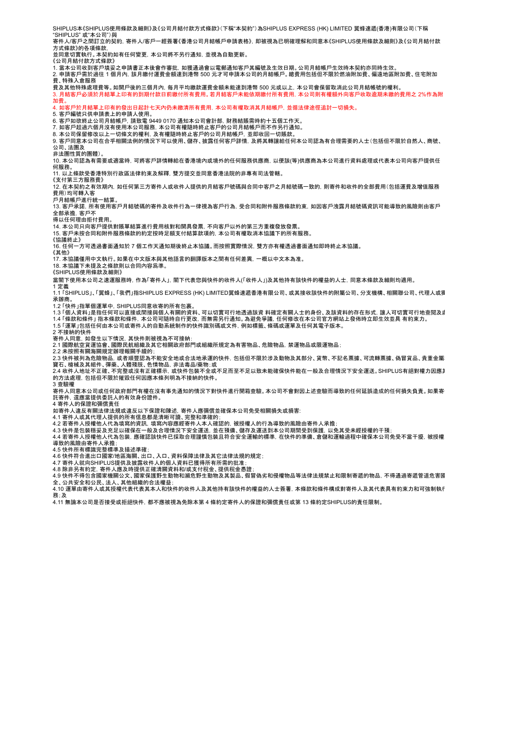SHIPLUS本《SHIPLUS使用條款及細則》及《公司月結付款方式條款》(下稱"本契約")為SHIPLUS EXPRESS (HK) LIMITED 翼蜂速遞(香港)有限公司(下稱"SHIPLUS" 或"本公司")與
寄件人/客戶之間訂立的契約, 寄件人/客戶一經簽署《香港公司月結帳戶申請表格》, 即被視為已明確理解和同意本《SHIPLUS使用條款及細則》及《公司月結付款方式條款》的各項條款,
並同意切實執行。本契約如有任何變更, 本公司將不另行通知, 並視為自動更新。

《公司月結付款方式條款》

1. 當本公司收到客戶填妥之申請書正本後會作審批, 如獲通過會以電郵通知客戶其編號及生效日期。公司月結帳戶生效時本契約亦同時生效。
2. 申請客戶需於過往 1 個月內, 該月繳付運費金額達到港幣 500 元才可申請本公司的月結帳戶。總費用包括但不限於燃油附加費、偏遠地區附加費、住宅附加費、特殊人倉服務
費及其他特殊處理費等。如開戶後的三個月內, 每月平均繳款運費金額未能達到港幣 500 元或以上, 本公司會保留取消此公司月結帳號的權利。
3. 月結客戶必須於月結單上印有的到期付款日前繳付所有費用。若月結客戶未能依期繳付所有費用, 本公司則有權額外向客戶收取逾期未繳的費用之 2%作為附加費。
4. 如客戶於月結單上印有的發出日起計七天內仍未繳清所有費用, 本公司有權取消其月結帳戶, 並循法律途徑追討一切損失。
5. 客戶編號只供申請表上的申請人使用。
6. 客戶如欲終止公司月結帳戶, 請致電 9449 0170 通知本公司會計部, 財務結賬需時約十五個工作天。
7. 如客戶超過六個月沒有使用本公司服務, 本公司有權隨時終止客戶的公司月結帳戶而不作另行通知。
8. 本公司保留修改以上一切條文的權利, 及有權隨時終止客戶的公司月結帳戶, 並即收回一切賬款。
9. 客戶同意本公司在合乎相關法例的情況下可以使用、儲存、披露任何客戶詳情, 及將其轉讓給任何本公司認為有合理需要的人士(包括但不限於自然人、商號、公司、法團及
非法團性質的團體)。
10. 本公司認為有需要或適當時, 可將客戶詳情轉給在香港境內或境外的任何服務供應商, 以便該(等)供應商為本公司進行資料處理或代表本公司向客戶提供任何服務。
11. 以上條款受香港特別行政區法律約束及解釋, 雙方提交並同意香港法院的非專有司法管轄。

《支付第三方服務費》

12. 在本契約之有效期內, 如任何第三方寄件人或收件人提供的月結客戶號碼與合同中客戶之月結號碼一致的, 則寄件和收件的全部費用(包括運費及增值服務費用)均可轉入客
戶月結帳戶進行統一結算。
13. 客戶承諾, 所有使用客戶月結號碼的寄件及收件行為一律視為客戶行為, 受合同和附件服務條款約束, 如因客戶洩露月結號碼資訊可能導致的風險則由客戶全部承擔, 客戶不
得以任何理由拒付費用。
14. 本公司只向客戶提供對賬單結算進行費用核對和開具發票, 不向客戶以外的第三方重複發放發票。
15. 客戶未按合同和附件服務條款的約定按時足額支付結算款項的, 本公司有權取消本協議下的所有服務。

《協議終止》

16. 任何一方可透過書面通知於 7 個工作天通知期後終止本協議。而按照實際情況, 雙方亦有權透過書面通知即時終止本協議。

《其他》

17. 本協議僅用中文執行。如果在中文版本與其他語言的翻譯版本之間有任何差異, 一概以中文本為準。
18. 本協議下未提及之條款則以合同內容爲準。

《SHIPLUS使用條款及細則》

當閣下使用本公司之速運服務時, 作為「寄件人」, 閣下代表您與快件的收件人(「收件人」)及其他持有該快件的權益的人士, 同意本條款及細則均適用。

1 定義

1.1「SHIPLUS」、「翼蜂」、「我們」指SHIPLUS EXPRESS (HK) LIMITED翼蜂速遞香港有限公司、或其接收該快件的附屬公司、分支機構、相關聯公司、代理人或獨承辦商。
1.2「快件」指單個運單中, SHIPLUS同意收寄的所有包裹。
1.3「個人資料」是指任何可以直接或間接與個人有關的資料、可以切實可行地透過該資 料確定有關人士的身份、及該資料的存在形式, 讓人可切實可行地查閱及處
1.4「條款和條件」指本條款和條件, 本公司可隨時自行更改, 而無需另行通知。為避免爭議, 任何修改在本公司官方網站上發佈時立即生效並具 有約束力。
1.5「運單」包括任何由本公司或客戶人的自動系統制作的快件識別碼或文件, 例如標籤、條碼或運單及任何其電子版本。

2 不接納的快件

寄件人同意, 如發生以下情況, 其快件則被視為不可接納:
2.1 國際航空貨運協會、國際民航組織及其它相關政府部門或組織所規定為有害物品、危險物品, 禁運物品或限運物品;
2.2 未按照有關海關規定辦理報關手續的;
2.3 快件被列為危險物品, 或者順豐認為不能安全地或合法地承運的快件, 包括但不限於涉及動物及其部分、貨幣、不記名票據、可流轉票據、偽冒貨品、貴重金屬寶石、槍械及其組件、彈藥、人體殘肢、色情物品, 非法毒品/藥物; 或
2.4 收件人地址不正確、不完整或沒有正確標示, 或快件包裝不全或不足而至不足以致未能確保快件能在一般及合理情況下安全運送。SHIPLUS有絕對權力因應其的方法處理, 包括但不限於摧毀任何因應本條列明為不接納的快件。

3 查驗權

寄件人同意本公司或任何政府部門有權在沒有事先通知的情況下對快件進行開箱查驗。本公司不會對因上述查驗而導致的任何延誤造成的任何損失負責。如果寄託寄件, 還應當提供委託人的有效身份證件。

4 寄件人的保證和彌償責任

如寄件人違反有關法律法規或違反以下保證和陳述, 寄件人應彌償並確保本公司免受相關損失或損害:
4.1 寄件人或其代理人提供的所有信息都是清晰可讀、完整和準確的;
4.2 若寄件人授權他人代為填寫的資訊, 填寫內容應經寄件人本人確認的, 被授權人的行為導致的風險由寄件人承擔;
4.3 快件是包裝穩妥及充足以確保在一般及合理情況下安全運送, 並在預備、儲存及運送到本公司期間受到保護, 以免其受未經授權的干預;
4.4 若寄件人授權他人代為包裝, 應確認該快件已採取合理謹慎包裝且符合安全運輸的標準, 在快件的準備、倉儲和運輸過程中確保本公司免受不當干擾, 被授權導致的風險由寄件人承擔;
4.5 快件所有標識完整標準及描述準確;
4.6 快件符合進出口國家/地區海關、出口、入口、資料保障法律及其它法律法規的規定;
4.7 寄件人就向SHIPLUS提供及披露收件人的個人資料已獲得所有所需的批准;
4.8 除非另有約定, 寄件人應及時提供正確清關資料和/或支付稅金、提供稅金憑證;
4.9 快件不得包含國家機關公文、國家保護野生動物和瀕危野生動物及其製品、假冒偽劣和侵權物品等法律法規禁止和限制寄遞的物品, 不得通過寄遞管道危害國全、公共安全和公民、法人、其他組織的合法權益;
4.10 運單由寄件人或其授權代表代表其本人和快件的收件人及其他持有該快件的權益的人士簽署, 本條款和條件構成對寄件人及其代表具有約束力和可強制執行務; 及
4.11 無論本公司是否接受或拒絕快件, 都不應被視為免除本第 4 條約定寄件人的保證和彌償責任或第 13 條約定SHIPLUS的責任限制。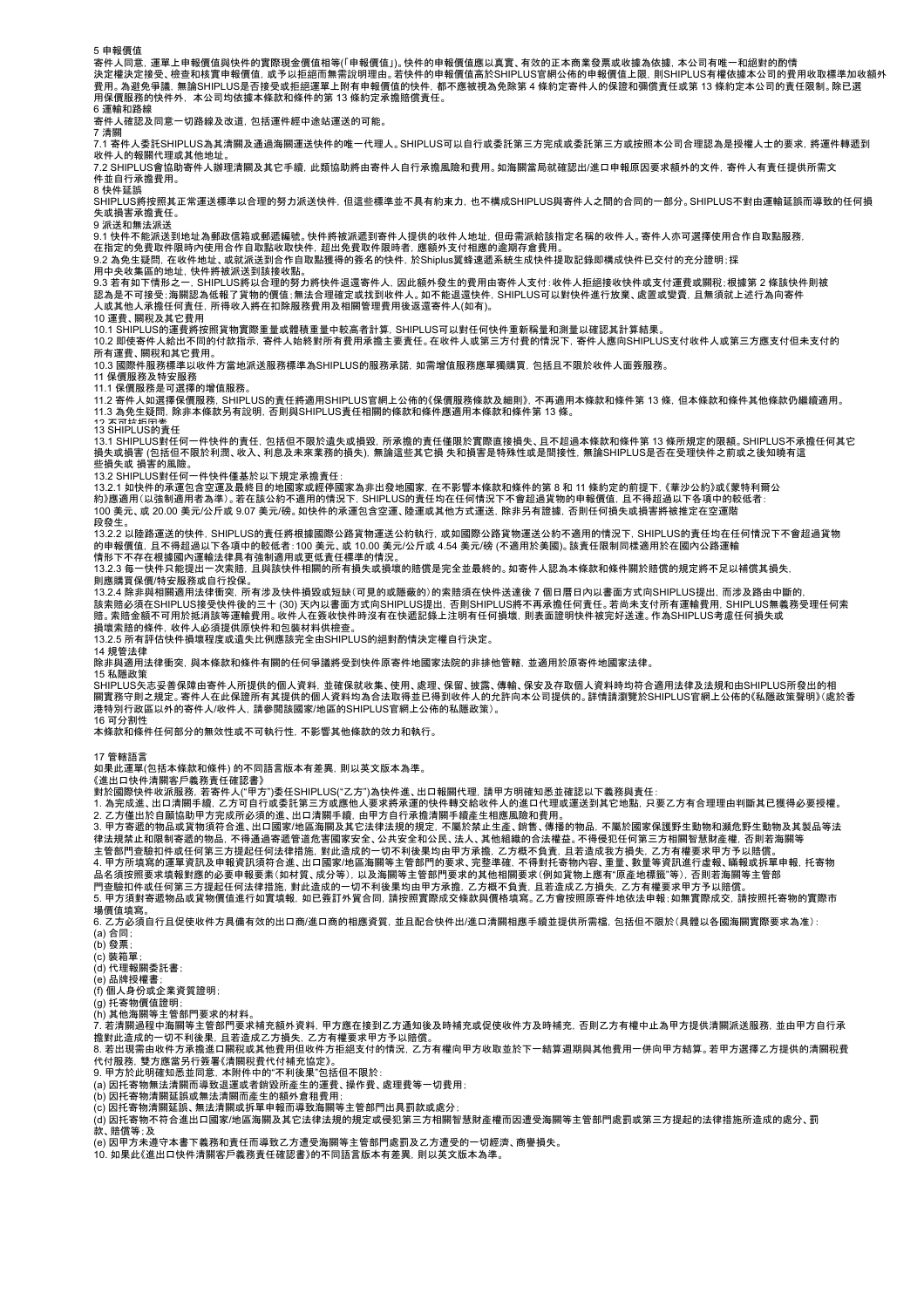5 申報價值

寄件人同意, 運單上申報價值與快件的實際現金價值相等(「申報價值」)。快件的申報價值應以真實、有效的正本商業發票或收據為依據, 本公司有唯一和絕對的酌情決定權決定接受、檢查和核實申報價值, 或予以拒絕而無需說明理由。若快件的申報價值高於SHIPLUS官網公佈的申報價值上限, 則SHIPLUS有權依據本公司的費用收取標準加收額外費用。為避免爭議, 無論SHIPLUS是否接受或拒絕運單上附有申報價值的快件, 都不應被視為免除第 4 條約定寄件人的保證和彌償責任或第 13 條約定本公司的責任限制。除已選用保價服務的快件外, 本公司均依據本條款和條件的第 13 條約定承擔賠償責任。

6 運輸和路線

寄件人確認及同意一切路線及改道, 包括運件經中途站運送的可能。

7 清關

7.1 寄件人委託SHIPLUS為其清關及通過海關運送快件的唯一代理人。SHIPLUS可以自行或委託第三方完成或委託第三方或按照本公司合理認為是授權人士的要求, 將運件轉遞到收件人的報關代理或其他地址。

7.2 SHIPLUS會協助寄件人辦理清關及其它手續, 此類協助將由寄件人自行承擔風險和費用。如海關當局就確認出/進口申報原因要求額外的文件, 寄件人有責任提供所需文件並自行承擔費用。

8 快件延誤

SHIPLUS將按照其正常運送標準以合理的努力派送快件, 但這些標準並不具有約束力, 也不構成SHIPLUS與寄件人之間的合同的一部分。SHIPLUS不對由運輸延誤而導致的任何損失或損害承擔責任。

9 派送和無法派送

9.1 快件不能派送到地址為郵政信箱或郵遞編號。快件將被派遞到寄件人提供的收件人地址, 但毋需派給該指定名稱的收件人。寄件人亦可選擇使用合作自取點服務, 在指定的免費取件限時內使用合作自取點收取快件, 超出免費取件限時者, 應額外支付相應的逾期存倉費用。

9.2 為免生疑問, 在收件地址、或就派送到合作自取點獲得的簽名的快件, 於Shiplus翼蜂速遞系統生成快件提取記錄即構成快件已交付的充分證明; 採用中央收集區的地址, 快件將被派送到該接收點。

9.3 若有如下情形之一, SHIPLUS將以合理的努力將快件退還寄件人, 因此額外發生的費用由寄件人支付: 收件人拒絕接收快件或支付運費或關稅; 根據第 2 條該快件則被認為是不可接受; 海關認為低報了貨物的價值; 無法合理確定或找到收件人。如不能退還快件, SHIPLUS可以對快件進行放棄、處置或變賣, 且無須就上述行為向寄件人或其他人承擔任何責任, 所得收入將在扣除服務費用及相關管理費用後返還寄件人(如有)。

10 運費、關稅及其它費用

10.1 SHIPLUS的運費將按照貨物實際重量或體積重量中較高者計算, SHIPLUS可以對任何快件重新稱量和測量以確認其計算結果。

10.2 即使寄件人給出不同的付款指示, 寄件人始終對所有費用承擔主要責任。在收件人或第三方付費的情況下, 寄件人應向SHIPLUS支付收件人或第三方應支付但未支付的所有運費、關稅和其它費用。

10.3 國際件服務標準以收件方當地派送服務標準為SHIPLUS的服務承諾, 如需增值服務應單獨購買, 包括且不限於收件人面簽服務。

11 保價服務及特安服務

11.1 保價服務是可選擇的增值服務。

11.2 寄件人如選擇保價服務, SHIPLUS的責任將適用SHIPLUS官網上公佈的《保價服務條款及細則》, 不再適用本條款和條件第 13 條, 但本條款和條件其他條款仍繼續適用。

11.3 為免生疑問, 除非本條款另有說明, 否則與SHIPLUS責任相關的條款和條件應適用本條款和條件第 13 條。

12 不可抗拒因素

13 SHIPLUS的責任

13.1 SHIPLUS對任何一件快件的責任, 包括但不限於遺失或損毀, 所承擔的責任僅限於實際直接損失、且不超過本條款和條件第 13 條所規定的限額。SHIPLUS不承擔任何其它損失或損害 (包括但不限於利潤、收入、利息及未來業務的損失), 無論這些其它損 失和損害是特殊性或是間接性, 無論SHIPLUS是否在受理快件之前或之後知曉有這些損失或 損害的風險。

13.2 SHIPLUS對任何一件快件僅基於以下規定承擔責任:

13.2.1 如快件的承運包含空運及最終目的地國家或經停國家為非出發地國家, 在不影響本條款和條件的第 8 和 11 條約定的前提下,《華沙公約》或《蒙特利爾公約》應適用(以強制適用者為準)。若在該公約不適用的情況下, SHIPLUS的責任均在任何情況下不會超過貨物的申報價值, 且不得超過以下各項中的較低者: 100 美元、或 20.00 美元/公斤或 9.07 美元/磅。如快件的承運包含空運、陸運或其他方式運送, 除非另有證據, 否則任何損失或損害將被推定在空運階段發生。

13.2.2 以陸路運送的快件, SHIPLUS的責任將根據國際公路貨物運送公約執行, 或如國際公路貨物運送公約不適用的情況下, SHIPLUS的責任均在任何情況下不會超過貨物的申報價值, 且不得超過以下各項中的較低者: 100 美元、或 10.00 美元/公斤或 4.54 美元/磅 (不適用於美國)。該責任限制同樣適用於在國內公路運輸情形下不存在根據國內運輸法律具有強制適用或更低責任標準的情況。

13.2.3 每一快件只能提出一次索賠, 且與該快件相關的所有損失或損壞的賠償是完全並最終的。如寄件人認為本條款和條件關於賠償的規定將不足以補償其損失, 則應購買保價/特安服務或自行投保。

13.2.4 除非與相關適用法律衝突, 所有涉及快件損毀或短缺(可見的或隱藏的)的索賠須在快件送達後 7 個日曆日內以書面方式向SHIPLUS提出, 而涉及路由中斷的, 該索賠必須在SHIPLUS接受快件後的三十 (30) 天內以書面方式向SHIPLUS提出, 否則SHIPLUS將不再承擔任何責任。若尚未支付所有運輸費用, SHIPLUS無義務受理任何索賠。索賠金額不可用於抵消該等運輸費用。收件人在簽收快件時沒有在快遞記錄上注明有任何損壞, 則表面證明快件被完好送達。作為SHIPLUS考慮任何損失或損壞索賠的條件, 收件人必須提供原快件和包裝材料供檢查。

13.2.5 所有評估快件損壞程度或遺失比例應該完全由SHIPLUS的絕對酌情決定權自行決定。

14 規管法律

除非與適用法律衝突, 與本條款和條件有關的任何爭議將受到快件原寄件地國家法院的非排他管轄, 並適用於原寄件地國家法律。

15 私隱政策

SHIPLUS矢志妥善保障由寄件人所提供的個人資料, 並確保就收集、使用、處理、保留、披露、傳輸、保安及存取個人資料時均符合適用法律及法規和由SHIPLUS所發出的相關實務守則之規定。寄件人在此保證所有其提供的個人資料均為合法取得並已得到收件人的允許向本公司提供的。詳情請瀏覽於SHIPLUS官網上公佈的《私隱政策聲明》(處於香港特別行政區以外的寄件人/收件人, 請參閱該國家/地區的SHIPLUS官網上公佈的私隱政策)。

16 可分割性

本條款和條件任何部分的無效性或不可執行性, 不影響其他條款的效力和執行。

17 管轄語言

如果此運單(包括本條款和條件) 的不同語言版本有差異, 則以英文版本為準。

《進出口快件清關客戶義務責任確認書》

對於國際快件收派服務, 若寄件人("甲方")委托SHIPLUS("乙方")為快件進、出口報關代理, 請甲方明確知悉並確認以下義務與責任:

1. 為完成進、出口清關手續, 乙方可自行或委託第三方或應他人要求將承運的快件轉交給收件人的進口代理或運送到其它地點, 只要乙方有合理理由判斷其已獲得必要授權。
2. 乙方僅出於自願協助甲方完成所必須的進、出口清關手續, 由甲方自行承擔清關手續產生相應風險和費用。
3. 甲方寄遞的物品或貨物須符合進、出口國家/地區海關及其它法律法規的規定, 不屬於禁止生產、銷售、傳播的物品, 不屬於國家保護野生動物和瀕危野生動物及其製品等法律法規禁止和限制寄遞的物品, 不得通過寄遞渠道危害國家安全、公共安全和公民、法人、其他組織的合法權益。不得侵犯任何第三方相關智慧財產權, 否則若海關等主管部門查驗扣件或任何第三方提起任何法律措施, 對此造成的一切不利後果均由甲方承擔, 乙方概不負責, 且若造成我方損失, 乙方有權要求甲方予以賠償。
4. 甲方所填寫的運單資訊及申報資訊須符合進、出口國家/地區海關等主管部門的要求、完整準確, 不得對托寄物內容、重量、數量等資訊進行虛報、瞞報或拆單申報, 托寄物品名須按照要求填報對應的必要申報要素(如材質、成分等), 以及海關等主管部門要求的其他相關要求(例如貨物上應有"原產地標籤"等), 否則若海關等主管部門查驗扣件或任何第三方提起任何法律措施, 對此造成的一切不利後果均由甲方承擔, 乙方概不負責, 且若造成乙方損失, 乙方有權要求甲方予以賠償。
5. 甲方須對寄遞物品或貨物價值進行如實填報, 如已簽訂外貿合同, 請按照實際成交條款及價格填寫。乙方會按照原寄件地依法申報; 如無實際成交, 請按照托寄物的實際市場價值填寫。
6. 乙方必須自行且促使收件方具備有效的出口商/進口商的相應資質, 並且配合快件出/進口清關相應手續並提供所需檔, 包括但不限於(具體以各國海關實際要求為准):

(a) 合同;
(b) 發票;
(c) 裝箱單;
(d) 代理報關委託書;
(e) 品牌授權書;
(f) 個人身份或企業資質證明;
(g) 托寄物價值證明;
(h) 其他海關等主管部門要求的材料。

7. 若清關過程中海關等主管部門要求補充額外資料, 甲方應在接到乙方通知後及時補充或促使收件方及時補充, 否則乙方有權中止為甲方提供清關派送服務, 並由甲方自行承擔對此造成的一切不利後果, 且若造成乙方損失, 乙方有權要求甲方予以賠償。
8. 若出現需由收件方承擔進口關稅或其他費用但收件方拒絕支付的情況, 乙方有權向甲方收取並於下一結算週期與其他費用一併向甲方結算。若甲方選擇乙方提供的清關稅費代付服務, 雙方應當另行簽署《清關稅費代付補充協定》。
9. 甲方於此明確知悉並同意, 本附件中的"不利後果"包括但不限於:

(a) 因托寄物無法清關而導致退運或者銷毀所產生的運費、操作費、處理費等一切費用;
(b) 因托寄物清關延誤或無法清關而產生的額外倉租費用;
(c) 因托寄物清關延誤、無法清關或拆單申報而導致海關等主管部門出具罰款或處分;
(d) 因托寄物不符合進出口國家/地區海關及其它法律法規的規定或侵犯第三方相關智慧財產權而因遭受海關等主管部門處罰或第三方提起的法律措施所造成的處分、罰款、賠償等; 及
(e) 因甲方未遵守本書下義務和責任而導致乙方遭受海關等主管部門處罰及乙方遭受的一切經濟、商譽損失。

10. 如果此《進出口快件清關客戶義務責任確認書》的不同語言版本有差異, 則以英文版本為準。